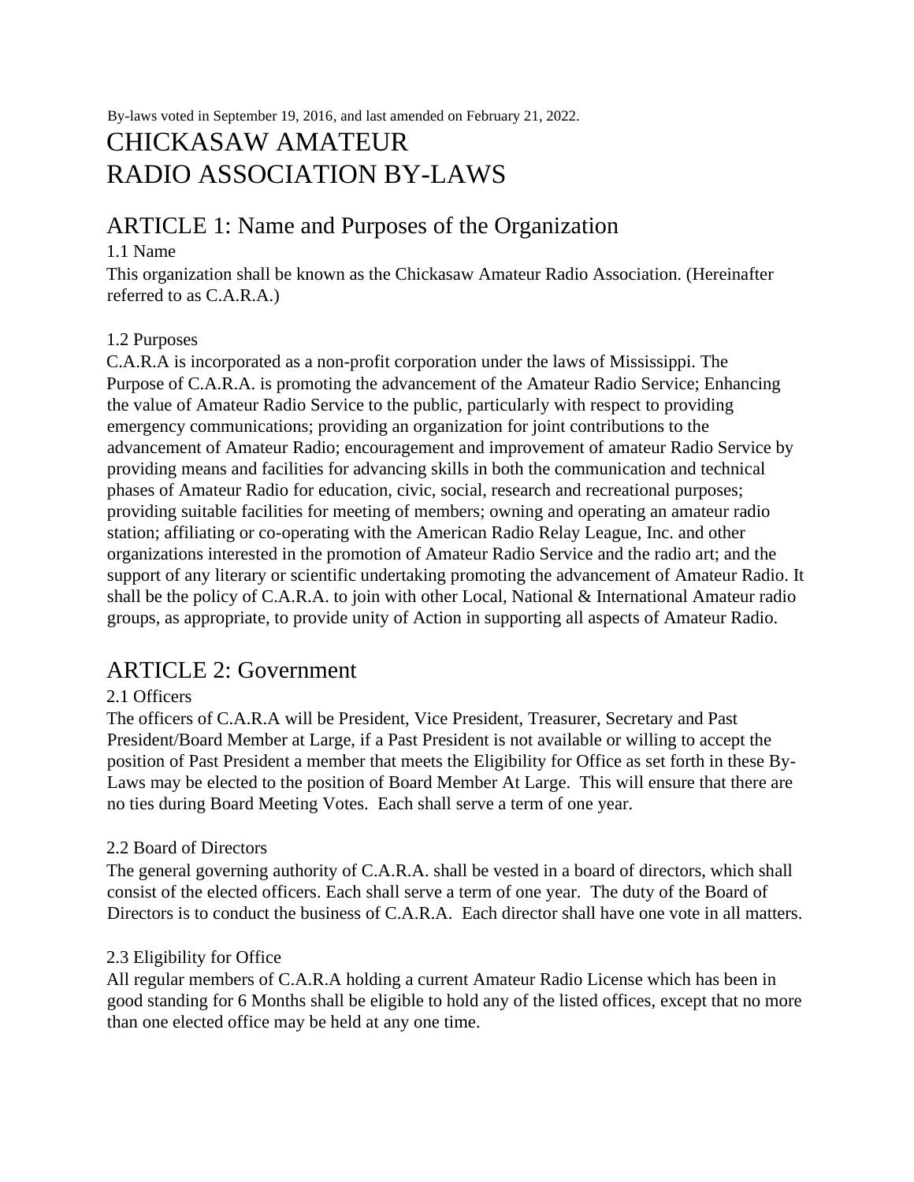By-laws voted in September 19, 2016, and last amended on February 21, 2022.

# CHICKASAW AMATEUR RADIO ASSOCIATION BY-LAWS

## ARTICLE 1: Name and Purposes of the Organization

1.1 Name

This organization shall be known as the Chickasaw Amateur Radio Association. (Hereinafter referred to as C.A.R.A.)

1.2 Purposes

C.A.R.A is incorporated as a non-profit corporation under the laws of Mississippi. The Purpose of C.A.R.A. is promoting the advancement of the Amateur Radio Service; Enhancing the value of Amateur Radio Service to the public, particularly with respect to providing emergency communications; providing an organization for joint contributions to the advancement of Amateur Radio; encouragement and improvement of amateur Radio Service by providing means and facilities for advancing skills in both the communication and technical phases of Amateur Radio for education, civic, social, research and recreational purposes; providing suitable facilities for meeting of members; owning and operating an amateur radio station; affiliating or co-operating with the American Radio Relay League, Inc. and other organizations interested in the promotion of Amateur Radio Service and the radio art; and the support of any literary or scientific undertaking promoting the advancement of Amateur Radio. It shall be the policy of C.A.R.A. to join with other Local, National & International Amateur radio groups, as appropriate, to provide unity of Action in supporting all aspects of Amateur Radio.

## ARTICLE 2: Government

2.1 Officers

The officers of C.A.R.A will be President, Vice President, Treasurer, Secretary and Past President/Board Member at Large, if a Past President is not available or willing to accept the position of Past President a member that meets the Eligibility for Office as set forth in these By-Laws may be elected to the position of Board Member At Large. This will ensure that there are no ties during Board Meeting Votes. Each shall serve a term of one year.

2.2 Board of Directors

The general governing authority of C.A.R.A. shall be vested in a board of directors, which shall consist of the elected officers. Each shall serve a term of one year. The duty of the Board of Directors is to conduct the business of C.A.R.A. Each director shall have one vote in all matters.

2.3 Eligibility for Office

All regular members of C.A.R.A holding a current Amateur Radio License which has been in good standing for 6 Months shall be eligible to hold any of the listed offices, except that no more than one elected office may be held at any one time.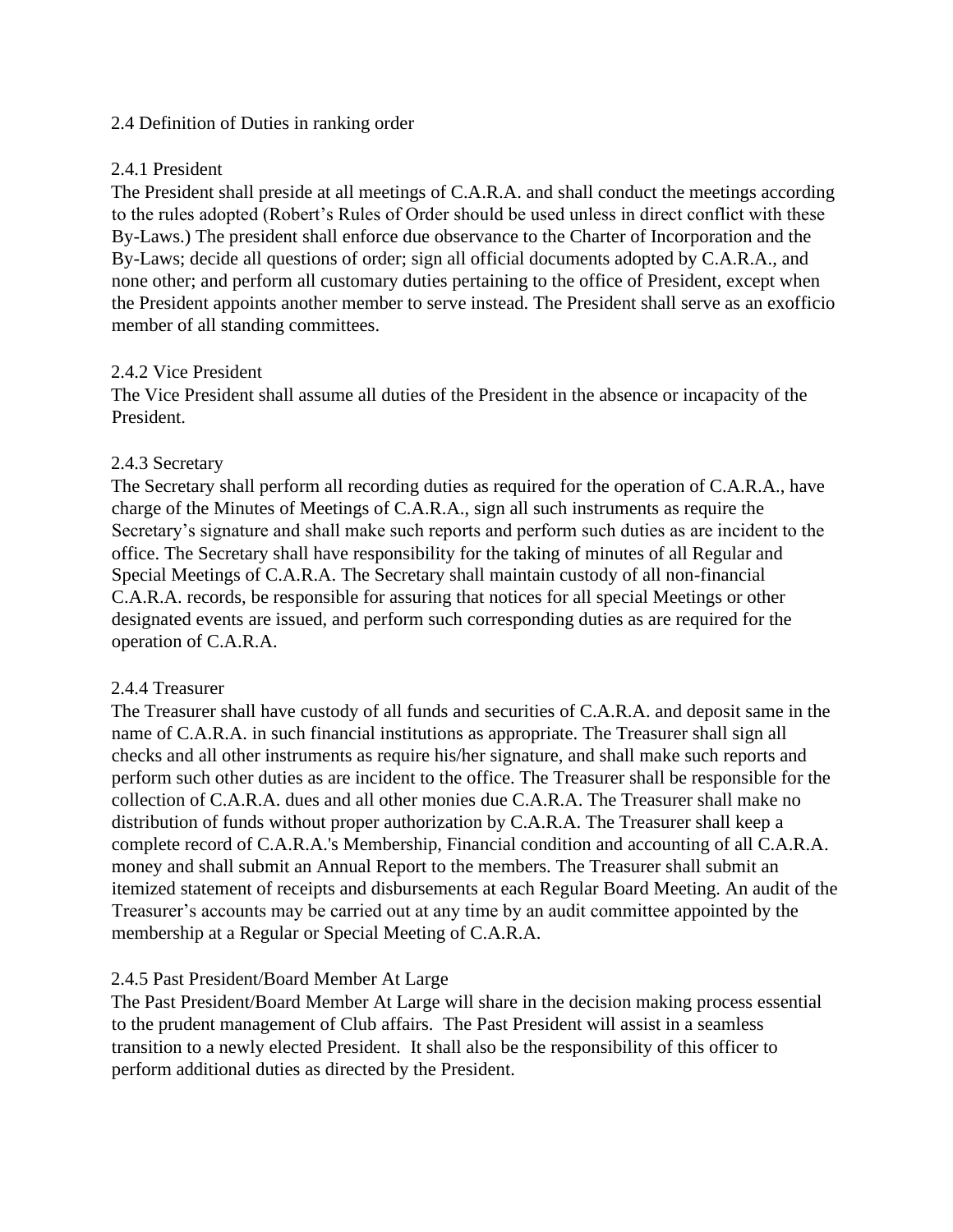## 2.4 Definition of Duties in ranking order

### 2.4.1 President

The President shall preside at all meetings of C.A.R.A. and shall conduct the meetings according to the rules adopted (Robert's Rules of Order should be used unless in direct conflict with these By-Laws.) The president shall enforce due observance to the Charter of Incorporation and the By-Laws; decide all questions of order; sign all official documents adopted by C.A.R.A., and none other; and perform all customary duties pertaining to the office of President, except when the President appoints another member to serve instead. The President shall serve as an exofficio member of all standing committees.

### 2.4.2 Vice President

The Vice President shall assume all duties of the President in the absence or incapacity of the President.

### 2.4.3 Secretary

The Secretary shall perform all recording duties as required for the operation of C.A.R.A., have charge of the Minutes of Meetings of C.A.R.A., sign all such instruments as require the Secretary's signature and shall make such reports and perform such duties as are incident to the office. The Secretary shall have responsibility for the taking of minutes of all Regular and Special Meetings of C.A.R.A. The Secretary shall maintain custody of all non-financial C.A.R.A. records, be responsible for assuring that notices for all special Meetings or other designated events are issued, and perform such corresponding duties as are required for the operation of C.A.R.A.

### 2.4.4 Treasurer

The Treasurer shall have custody of all funds and securities of C.A.R.A. and deposit same in the name of C.A.R.A. in such financial institutions as appropriate. The Treasurer shall sign all checks and all other instruments as require his/her signature, and shall make such reports and perform such other duties as are incident to the office. The Treasurer shall be responsible for the collection of C.A.R.A. dues and all other monies due C.A.R.A. The Treasurer shall make no distribution of funds without proper authorization by C.A.R.A. The Treasurer shall keep a complete record of C.A.R.A.'s Membership, Financial condition and accounting of all C.A.R.A. money and shall submit an Annual Report to the members. The Treasurer shall submit an itemized statement of receipts and disbursements at each Regular Board Meeting. An audit of the Treasurer's accounts may be carried out at any time by an audit committee appointed by the membership at a Regular or Special Meeting of C.A.R.A.

### 2.4.5 Past President/Board Member At Large

The Past President/Board Member At Large will share in the decision making process essential to the prudent management of Club affairs. The Past President will assist in a seamless transition to a newly elected President. It shall also be the responsibility of this officer to perform additional duties as directed by the President.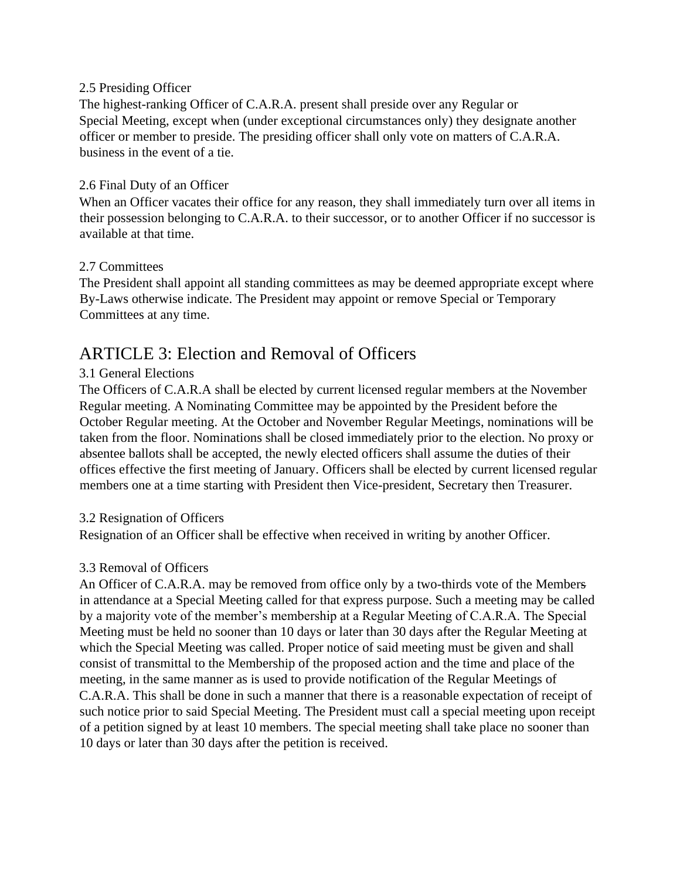2.5 Presiding Officer

The highest-ranking Officer of C.A.R.A. present shall preside over any Regular or Special Meeting, except when (under exceptional circumstances only) they designate another officer or member to preside. The presiding officer shall only vote on matters of C.A.R.A. business in the event of a tie.

2.6 Final Duty of an Officer

When an Officer vacates their office for any reason, they shall immediately turn over all items in their possession belonging to C.A.R.A. to their successor, or to another Officer if no successor is available at that time.

2.7 Committees

The President shall appoint all standing committees as may be deemed appropriate except where By-Laws otherwise indicate. The President may appoint or remove Special or Temporary Committees at any time.

## ARTICLE 3: Election and Removal of Officers

3.1 General Elections

The Officers of C.A.R.A shall be elected by current licensed regular members at the November Regular meeting. A Nominating Committee may be appointed by the President before the October Regular meeting. At the October and November Regular Meetings, nominations will be taken from the floor. Nominations shall be closed immediately prior to the election. No proxy or absentee ballots shall be accepted, the newly elected officers shall assume the duties of their offices effective the first meeting of January. Officers shall be elected by current licensed regular members one at a time starting with President then Vice-president, Secretary then Treasurer.

3.2 Resignation of Officers

Resignation of an Officer shall be effective when received in writing by another Officer.

3.3 Removal of Officers

An Officer of C.A.R.A. may be removed from office only by a two-thirds vote of the Members in attendance at a Special Meeting called for that express purpose. Such a meeting may be called by a majority vote of the member's membership at a Regular Meeting of C.A.R.A. The Special Meeting must be held no sooner than 10 days or later than 30 days after the Regular Meeting at which the Special Meeting was called. Proper notice of said meeting must be given and shall consist of transmittal to the Membership of the proposed action and the time and place of the meeting, in the same manner as is used to provide notification of the Regular Meetings of C.A.R.A. This shall be done in such a manner that there is a reasonable expectation of receipt of such notice prior to said Special Meeting. The President must call a special meeting upon receipt of a petition signed by at least 10 members. The special meeting shall take place no sooner than 10 days or later than 30 days after the petition is received.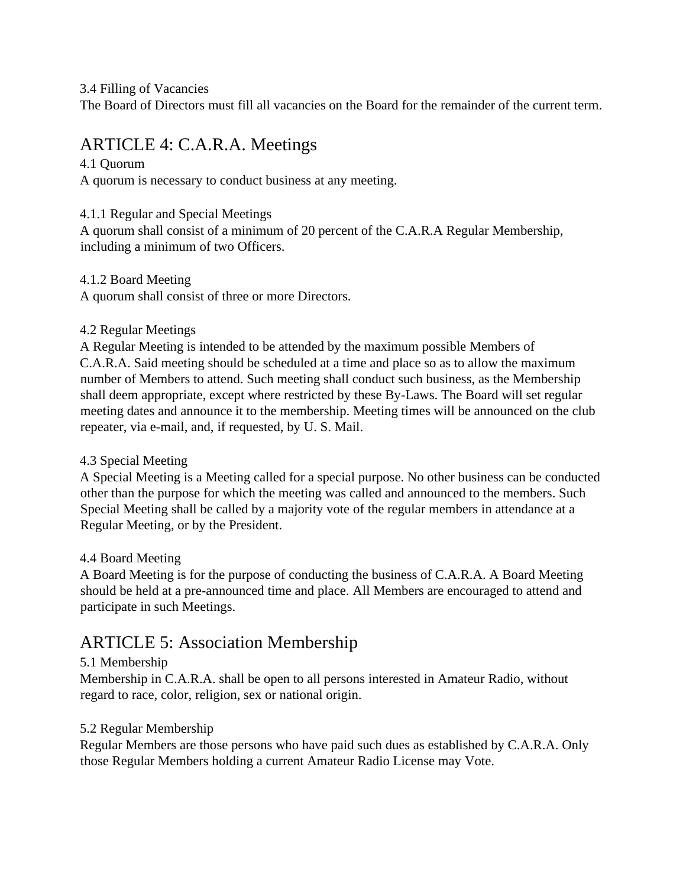3.4 Filling of Vacancies

The Board of Directors must fill all vacancies on the Board for the remainder of the current term.

## ARTICLE 4: C.A.R.A. Meetings

4.1 Quorum

A quorum is necessary to conduct business at any meeting.

4.1.1 Regular and Special Meetings

A quorum shall consist of a minimum of 20 percent of the C.A.R.A Regular Membership, including a minimum of two Officers.

4.1.2 Board Meeting

A quorum shall consist of three or more Directors.

4.2 Regular Meetings

A Regular Meeting is intended to be attended by the maximum possible Members of C.A.R.A. Said meeting should be scheduled at a time and place so as to allow the maximum number of Members to attend. Such meeting shall conduct such business, as the Membership shall deem appropriate, except where restricted by these By-Laws. The Board will set regular meeting dates and announce it to the membership. Meeting times will be announced on the club repeater, via e-mail, and, if requested, by U. S. Mail.

4.3 Special Meeting

A Special Meeting is a Meeting called for a special purpose. No other business can be conducted other than the purpose for which the meeting was called and announced to the members. Such Special Meeting shall be called by a majority vote of the regular members in attendance at a Regular Meeting, or by the President.

4.4 Board Meeting

A Board Meeting is for the purpose of conducting the business of C.A.R.A. A Board Meeting should be held at a pre-announced time and place. All Members are encouraged to attend and participate in such Meetings.

## ARTICLE 5: Association Membership

5.1 Membership

Membership in C.A.R.A. shall be open to all persons interested in Amateur Radio, without regard to race, color, religion, sex or national origin.

5.2 Regular Membership

Regular Members are those persons who have paid such dues as established by C.A.R.A. Only those Regular Members holding a current Amateur Radio License may Vote.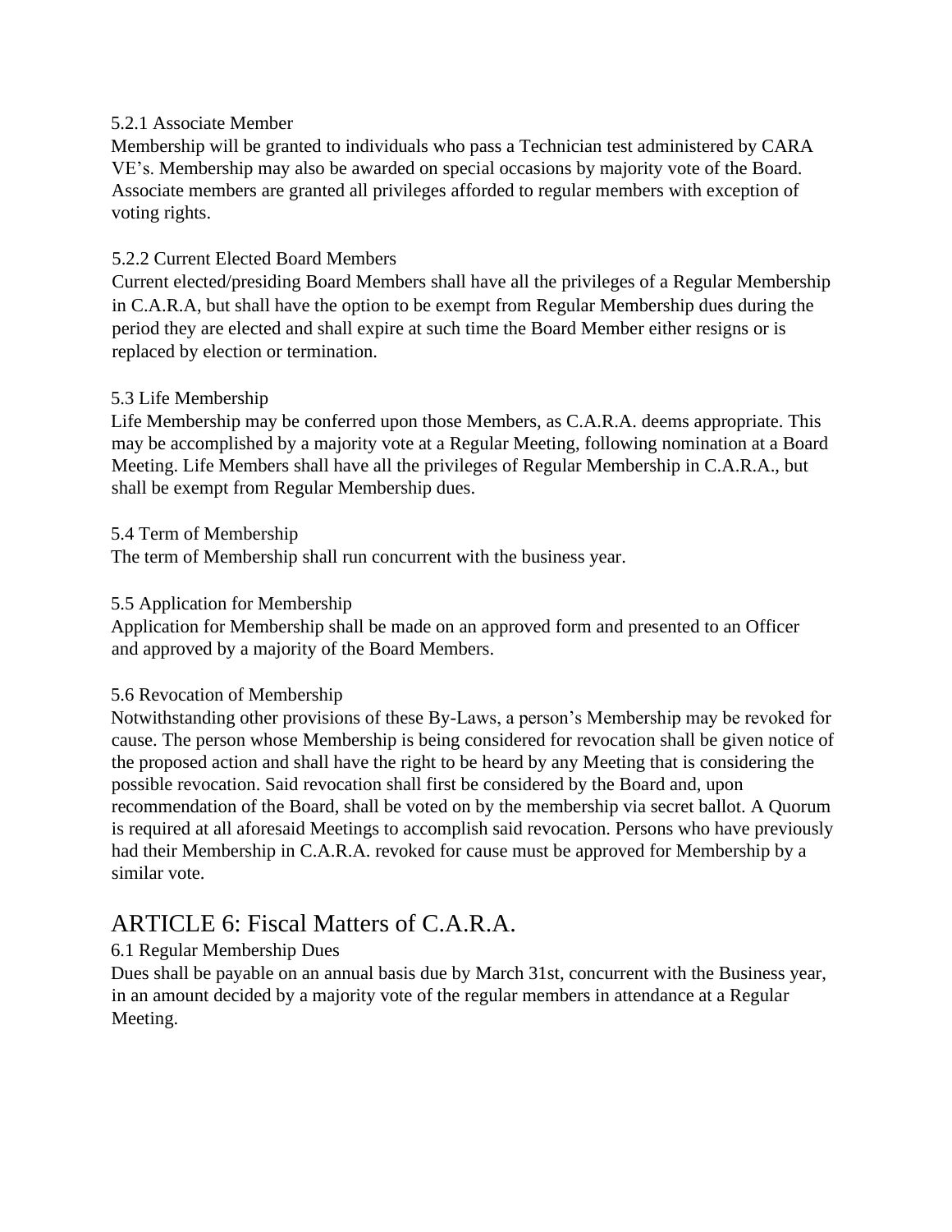5.2.1 Associate Member

Membership will be granted to individuals who pass a Technician test administered by CARA VE's. Membership may also be awarded on special occasions by majority vote of the Board. Associate members are granted all privileges afforded to regular members with exception of voting rights.

5.2.2 Current Elected Board Members

Current elected/presiding Board Members shall have all the privileges of a Regular Membership in C.A.R.A, but shall have the option to be exempt from Regular Membership dues during the period they are elected and shall expire at such time the Board Member either resigns or is replaced by election or termination.

5.3 Life Membership

Life Membership may be conferred upon those Members, as C.A.R.A. deems appropriate. This may be accomplished by a majority vote at a Regular Meeting, following nomination at a Board Meeting. Life Members shall have all the privileges of Regular Membership in C.A.R.A., but shall be exempt from Regular Membership dues.

5.4 Term of Membership

The term of Membership shall run concurrent with the business year.

5.5 Application for Membership

Application for Membership shall be made on an approved form and presented to an Officer and approved by a majority of the Board Members.

5.6 Revocation of Membership

Notwithstanding other provisions of these By-Laws, a person's Membership may be revoked for cause. The person whose Membership is being considered for revocation shall be given notice of the proposed action and shall have the right to be heard by any Meeting that is considering the possible revocation. Said revocation shall first be considered by the Board and, upon recommendation of the Board, shall be voted on by the membership via secret ballot. A Quorum is required at all aforesaid Meetings to accomplish said revocation. Persons who have previously had their Membership in C.A.R.A. revoked for cause must be approved for Membership by a similar vote.

## ARTICLE 6: Fiscal Matters of C.A.R.A.

6.1 Regular Membership Dues

Dues shall be payable on an annual basis due by March 31st, concurrent with the Business year, in an amount decided by a majority vote of the regular members in attendance at a Regular Meeting.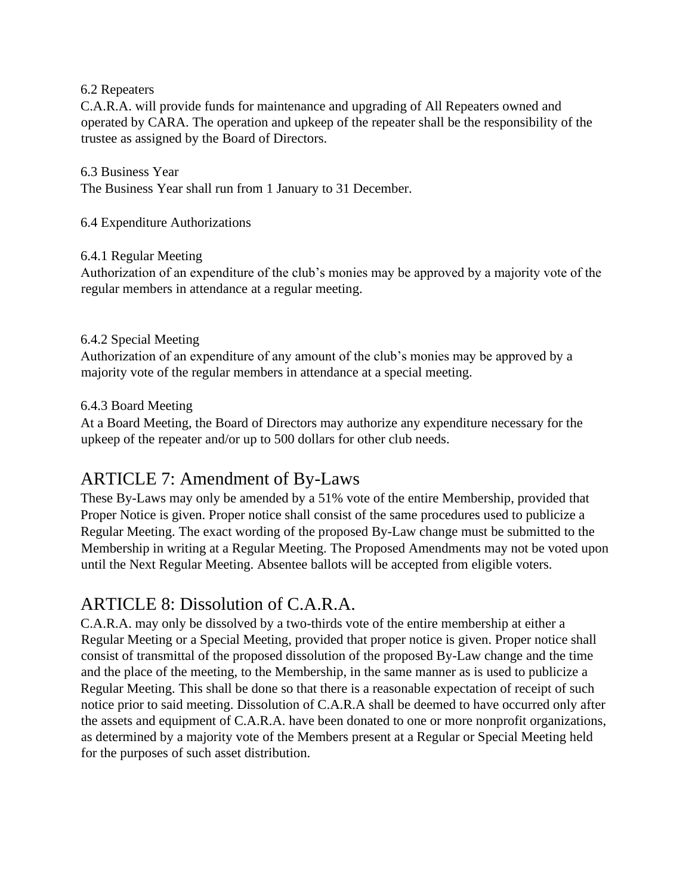### 6.2 Repeaters

C.A.R.A. will provide funds for maintenance and upgrading of All Repeaters owned and operated by CARA. The operation and upkeep of the repeater shall be the responsibility of the trustee as assigned by the Board of Directors.

### 6.3 Business Year

The Business Year shall run from 1 January to 31 December.

### 6.4 Expenditure Authorizations

#### 6.4.1 Regular Meeting

Authorization of an expenditure of the club's monies may be approved by a majority vote of the regular members in attendance at a regular meeting.

#### 6.4.2 Special Meeting

Authorization of an expenditure of any amount of the club's monies may be approved by a majority vote of the regular members in attendance at a special meeting.

#### 6.4.3 Board Meeting

At a Board Meeting, the Board of Directors may authorize any expenditure necessary for the upkeep of the repeater and/or up to 500 dollars for other club needs.

## ARTICLE 7: Amendment of By-Laws

These By-Laws may only be amended by a 51% vote of the entire Membership, provided that Proper Notice is given. Proper notice shall consist of the same procedures used to publicize a Regular Meeting. The exact wording of the proposed By-Law change must be submitted to the Membership in writing at a Regular Meeting. The Proposed Amendments may not be voted upon until the Next Regular Meeting. Absentee ballots will be accepted from eligible voters.

## ARTICLE 8: Dissolution of C.A.R.A.

C.A.R.A. may only be dissolved by a two-thirds vote of the entire membership at either a Regular Meeting or a Special Meeting, provided that proper notice is given. Proper notice shall consist of transmittal of the proposed dissolution of the proposed By-Law change and the time and the place of the meeting, to the Membership, in the same manner as is used to publicize a Regular Meeting. This shall be done so that there is a reasonable expectation of receipt of such notice prior to said meeting. Dissolution of C.A.R.A shall be deemed to have occurred only after the assets and equipment of C.A.R.A. have been donated to one or more nonprofit organizations, as determined by a majority vote of the Members present at a Regular or Special Meeting held for the purposes of such asset distribution.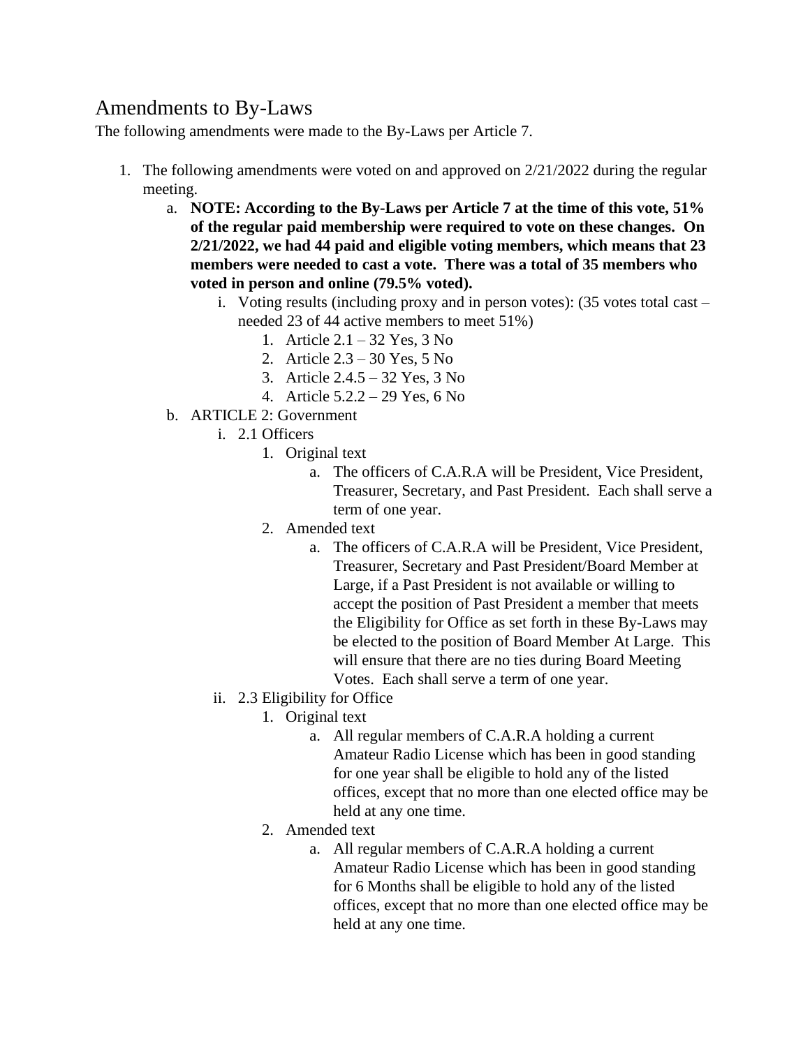## Amendments to By-Laws

The following amendments were made to the By-Laws per Article 7.

1. The following amendments were voted on and approved on 2/21/2022 during the regular meeting.
    a. **NOTE: According to the By-Laws per Article 7 at the time of this vote, 51% of the regular paid membership were required to vote on these changes. On 2/21/2022, we had 44 paid and eligible voting members, which means that 23 members were needed to cast a vote. There was a total of 35 members who voted in person and online (79.5% voted).**
        i. Voting results (including proxy and in person votes): (35 votes total cast – needed 23 of 44 active members to meet 51%)
            1. Article 2.1 – 32 Yes, 3 No
            2. Article 2.3 – 30 Yes, 5 No
            3. Article 2.4.5 – 32 Yes, 3 No
            4. Article 5.2.2 – 29 Yes, 6 No
    b. ARTICLE 2: Government
        i. 2.1 Officers
            1. Original text
                a. The officers of C.A.R.A will be President, Vice President, Treasurer, Secretary, and Past President. Each shall serve a term of one year.
            2. Amended text
                a. The officers of C.A.R.A will be President, Vice President, Treasurer, Secretary and Past President/Board Member at Large, if a Past President is not available or willing to accept the position of Past President a member that meets the Eligibility for Office as set forth in these By-Laws may be elected to the position of Board Member At Large. This will ensure that there are no ties during Board Meeting Votes. Each shall serve a term of one year.
        ii. 2.3 Eligibility for Office
            1. Original text
                a. All regular members of C.A.R.A holding a current Amateur Radio License which has been in good standing for one year shall be eligible to hold any of the listed offices, except that no more than one elected office may be held at any one time.
            2. Amended text
                a. All regular members of C.A.R.A holding a current Amateur Radio License which has been in good standing for 6 Months shall be eligible to hold any of the listed offices, except that no more than one elected office may be held at any one time.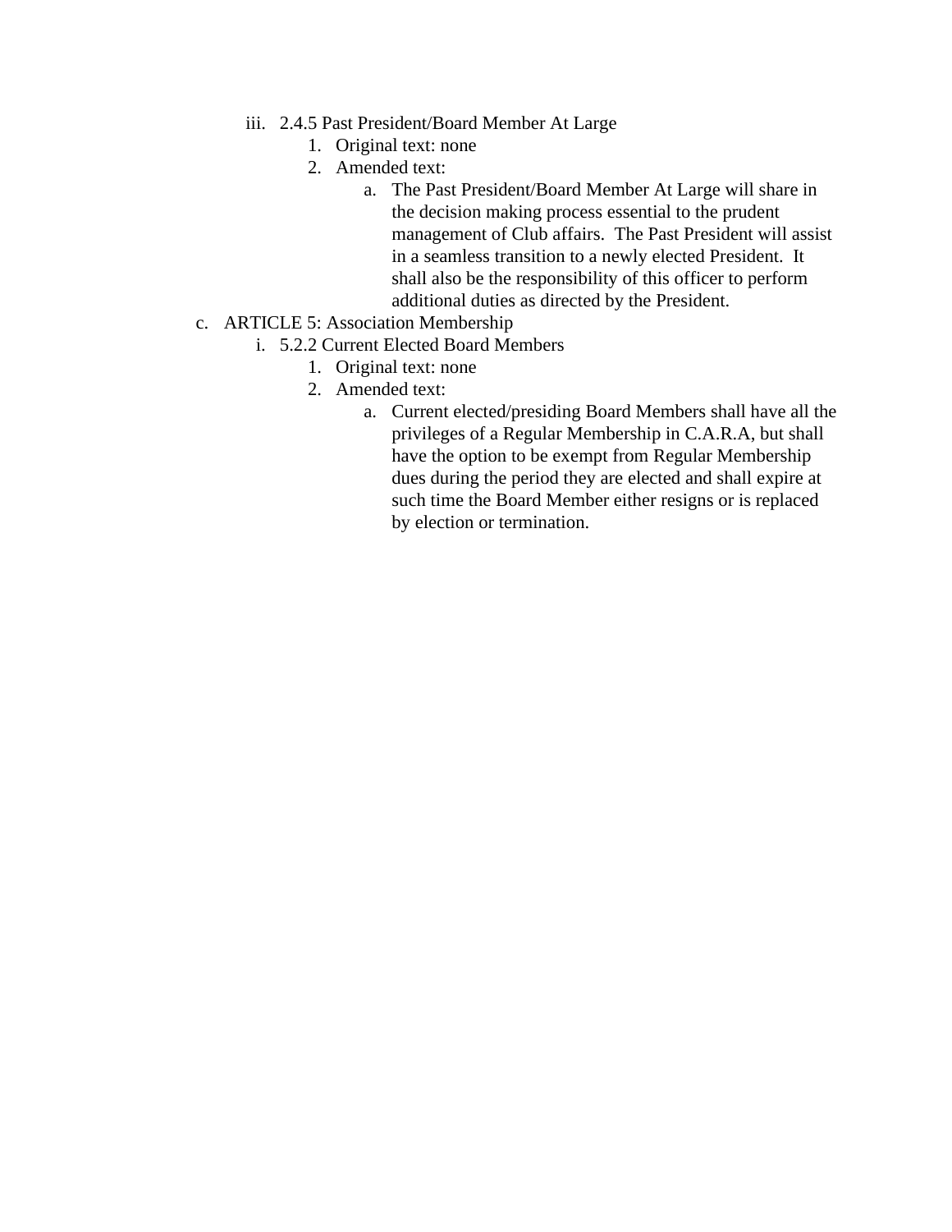iii. 2.4.5 Past President/Board Member At Large
    1. Original text: none
    2. Amended text:
        a. The Past President/Board Member At Large will share in the decision making process essential to the prudent management of Club affairs.  The Past President will assist in a seamless transition to a newly elected President.  It shall also be the responsibility of this officer to perform additional duties as directed by the President.

c. ARTICLE 5: Association Membership
    i. 5.2.2 Current Elected Board Members
        1. Original text: none
        2. Amended text:
            a. Current elected/presiding Board Members shall have all the privileges of a Regular Membership in C.A.R.A, but shall have the option to be exempt from Regular Membership dues during the period they are elected and shall expire at such time the Board Member either resigns or is replaced by election or termination.